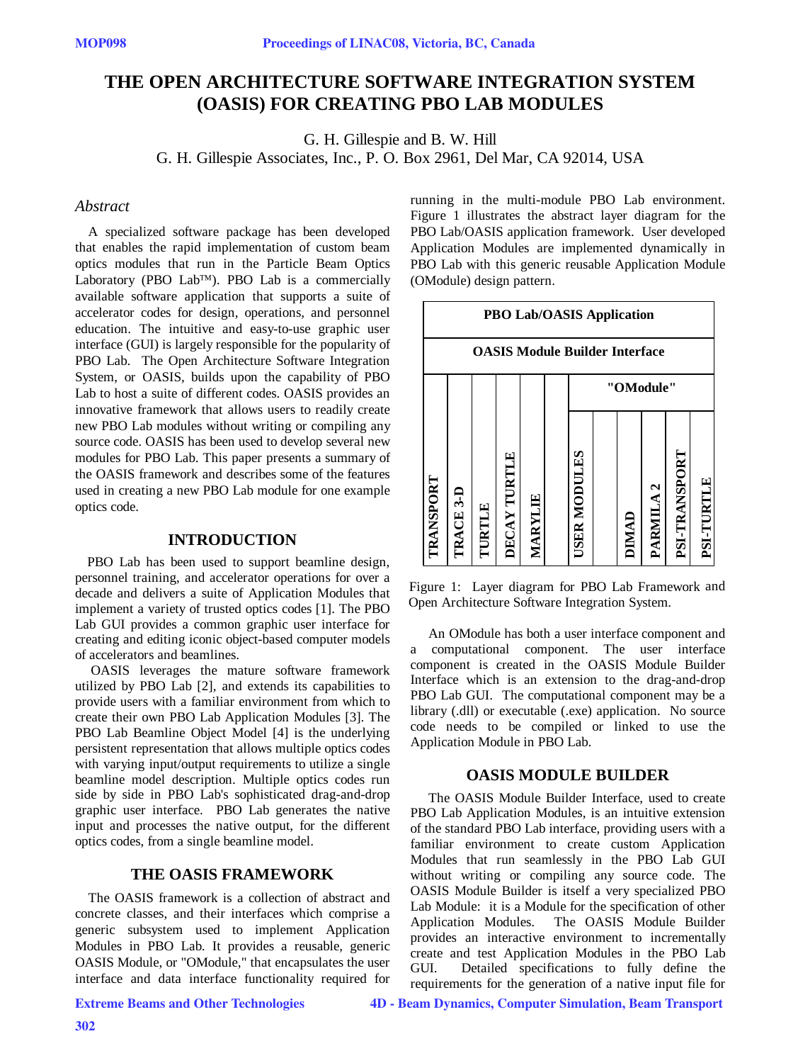# THE OPEN ARCHITECTURE SOFTWARE INTEGRATION SYSTEM (OASIS) FOR CREATING PBO LAB MODULES

G. H. Gillespie and B. W. Hill
G. H. Gillespie Associates, Inc., P. O. Box 2961, Del Mar, CA 92014, USA

## *Abstract*

A specialized software package has been developed that enables the rapid implementation of custom beam optics modules that run in the Particle Beam Optics Laboratory (PBO Lab™). PBO Lab is a commercially available software application that supports a suite of accelerator codes for design, operations, and personnel education. The intuitive and easy-to-use graphic user interface (GUI) is largely responsible for the popularity of PBO Lab. The Open Architecture Software Integration System, or OASIS, builds upon the capability of PBO Lab to host a suite of different codes. OASIS provides an innovative framework that allows users to readily create new PBO Lab modules without writing or compiling any source code. OASIS has been used to develop several new modules for PBO Lab. This paper presents a summary of the OASIS framework and describes some of the features used in creating a new PBO Lab module for one example optics code.

## INTRODUCTION

PBO Lab has been used to support beamline design, personnel training, and accelerator operations for over a decade and delivers a suite of Application Modules that implement a variety of trusted optics codes [1]. The PBO Lab GUI provides a common graphic user interface for creating and editing iconic object-based computer models of accelerators and beamlines.

OASIS leverages the mature software framework utilized by PBO Lab [2], and extends its capabilities to provide users with a familiar environment from which to create their own PBO Lab Application Modules [3]. The PBO Lab Beamline Object Model [4] is the underlying persistent representation that allows multiple optics codes with varying input/output requirements to utilize a single beamline model description. Multiple optics codes run side by side in PBO Lab's sophisticated drag-and-drop graphic user interface. PBO Lab generates the native input and processes the native output, for the different optics codes, from a single beamline model.

## THE OASIS FRAMEWORK

The OASIS framework is a collection of abstract and concrete classes, and their interfaces which comprise a generic subsystem used to implement Application Modules in PBO Lab. It provides a reusable, generic OASIS Module, or "OModule," that encapsulates the user interface and data interface functionality required for running in the multi-module PBO Lab environment. Figure 1 illustrates the abstract layer diagram for the PBO Lab/OASIS application framework. User developed Application Modules are implemented dynamically in PBO Lab with this generic reusable Application Module (OModule) design pattern.

| PBO Lab/OASIS Application | | | | | | | | | | | |
|---|---|---|---|---|---|---|---|---|---|---|---|
| OASIS Module Builder Interface | | | | | | | | | | | |
| TRANSPORT | TRACE 3-D | TURTLE | DECAY TURTLE | MARYLIE | | "OModule" | | | | | |
| | | | | | | USER MODULES | | DIMAD | PARMILA 2 | PSI-TRANSPORT | PSI-TURTLE |

Figure 1: Layer diagram for PBO Lab Framework and Open Architecture Software Integration System.

An OModule has both a user interface component and a computational component. The user interface component is created in the OASIS Module Builder Interface which is an extension to the drag-and-drop PBO Lab GUI. The computational component may be a library (.dll) or executable (.exe) application. No source code needs to be compiled or linked to use the Application Module in PBO Lab.

## OASIS MODULE BUILDER

The OASIS Module Builder Interface, used to create PBO Lab Application Modules, is an intuitive extension of the standard PBO Lab interface, providing users with a familiar environment to create custom Application Modules that run seamlessly in the PBO Lab GUI without writing or compiling any source code. The OASIS Module Builder is itself a very specialized PBO Lab Module: it is a Module for the specification of other Application Modules. The OASIS Module Builder provides an interactive environment to incrementally create and test Application Modules in the PBO Lab GUI. Detailed specifications to fully define the requirements for the generation of a native input file for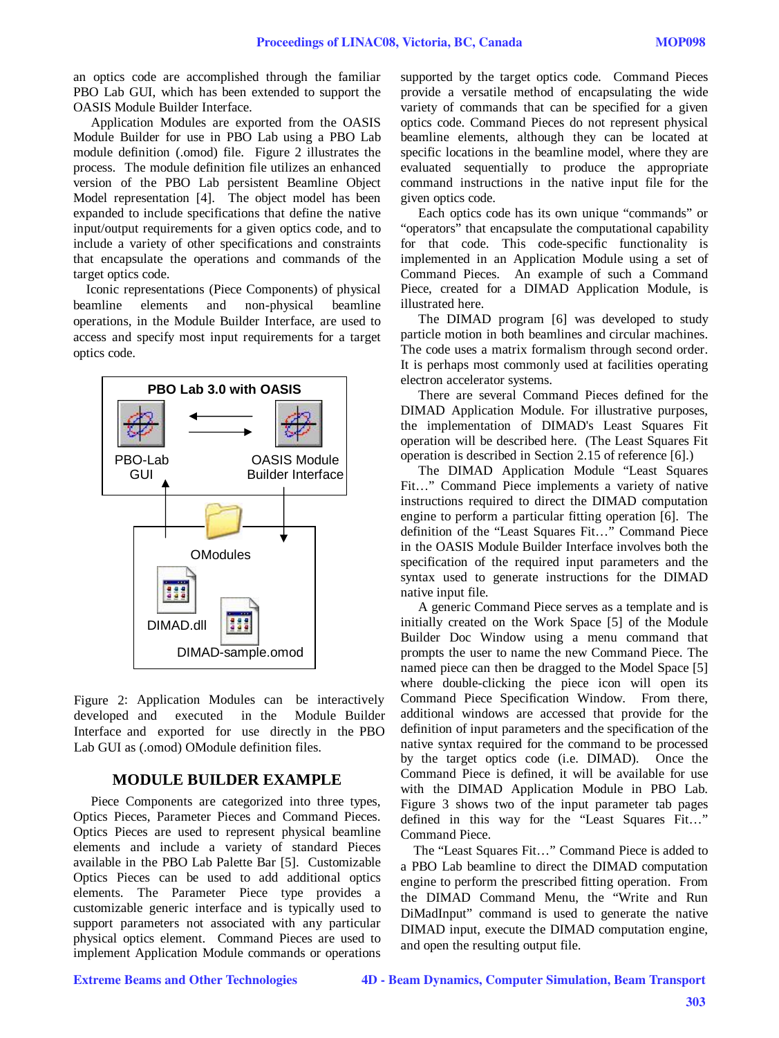an optics code are accomplished through the familiar PBO Lab GUI, which has been extended to support the OASIS Module Builder Interface.

Application Modules are exported from the OASIS Module Builder for use in PBO Lab using a PBO Lab module definition (.omod) file. Figure 2 illustrates the process. The module definition file utilizes an enhanced version of the PBO Lab persistent Beamline Object Model representation [4]. The object model has been expanded to include specifications that define the native input/output requirements for a given optics code, and to include a variety of other specifications and constraints that encapsulate the operations and commands of the target optics code.

Iconic representations (Piece Components) of physical beamline elements and non-physical beamline operations, in the Module Builder Interface, are used to access and specify most input requirements for a target optics code.

PBO Lab 3.0 with OASIS

PBO-Lab GUI

OASIS Module Builder Interface

OModules

DIMAD.dll

DIMAD-sample.omod

Figure 2: Application Modules can be interactively developed and executed in the Module Builder Interface and exported for use directly in the PBO Lab GUI as (.omod) OModule definition files.

## MODULE BUILDER EXAMPLE

Piece Components are categorized into three types, Optics Pieces, Parameter Pieces and Command Pieces. Optics Pieces are used to represent physical beamline elements and include a variety of standard Pieces available in the PBO Lab Palette Bar [5]. Customizable Optics Pieces can be used to add additional optics elements. The Parameter Piece type provides a customizable generic interface and is typically used to support parameters not associated with any particular physical optics element. Command Pieces are used to implement Application Module commands or operations supported by the target optics code. Command Pieces provide a versatile method of encapsulating the wide variety of commands that can be specified for a given optics code. Command Pieces do not represent physical beamline elements, although they can be located at specific locations in the beamline model, where they are evaluated sequentially to produce the appropriate command instructions in the native input file for the given optics code.

Each optics code has its own unique "commands" or "operators" that encapsulate the computational capability for that code. This code-specific functionality is implemented in an Application Module using a set of Command Pieces. An example of such a Command Piece, created for a DIMAD Application Module, is illustrated here.

The DIMAD program [6] was developed to study particle motion in both beamlines and circular machines. The code uses a matrix formalism through second order. It is perhaps most commonly used at facilities operating electron accelerator systems.

There are several Command Pieces defined for the DIMAD Application Module. For illustrative purposes, the implementation of DIMAD's Least Squares Fit operation will be described here. (The Least Squares Fit operation is described in Section 2.15 of reference [6].)

The DIMAD Application Module "Least Squares Fit…" Command Piece implements a variety of native instructions required to direct the DIMAD computation engine to perform a particular fitting operation [6]. The definition of the "Least Squares Fit…" Command Piece in the OASIS Module Builder Interface involves both the specification of the required input parameters and the syntax used to generate instructions for the DIMAD native input file.

A generic Command Piece serves as a template and is initially created on the Work Space [5] of the Module Builder Doc Window using a menu command that prompts the user to name the new Command Piece. The named piece can then be dragged to the Model Space [5] where double-clicking the piece icon will open its Command Piece Specification Window. From there, additional windows are accessed that provide for the definition of input parameters and the specification of the native syntax required for the command to be processed by the target optics code (i.e. DIMAD). Once the Command Piece is defined, it will be available for use with the DIMAD Application Module in PBO Lab. Figure 3 shows two of the input parameter tab pages defined in this way for the "Least Squares Fit…" Command Piece.

The "Least Squares Fit…" Command Piece is added to a PBO Lab beamline to direct the DIMAD computation engine to perform the prescribed fitting operation. From the DIMAD Command Menu, the "Write and Run DiMadInput" command is used to generate the native DIMAD input, execute the DIMAD computation engine, and open the resulting output file.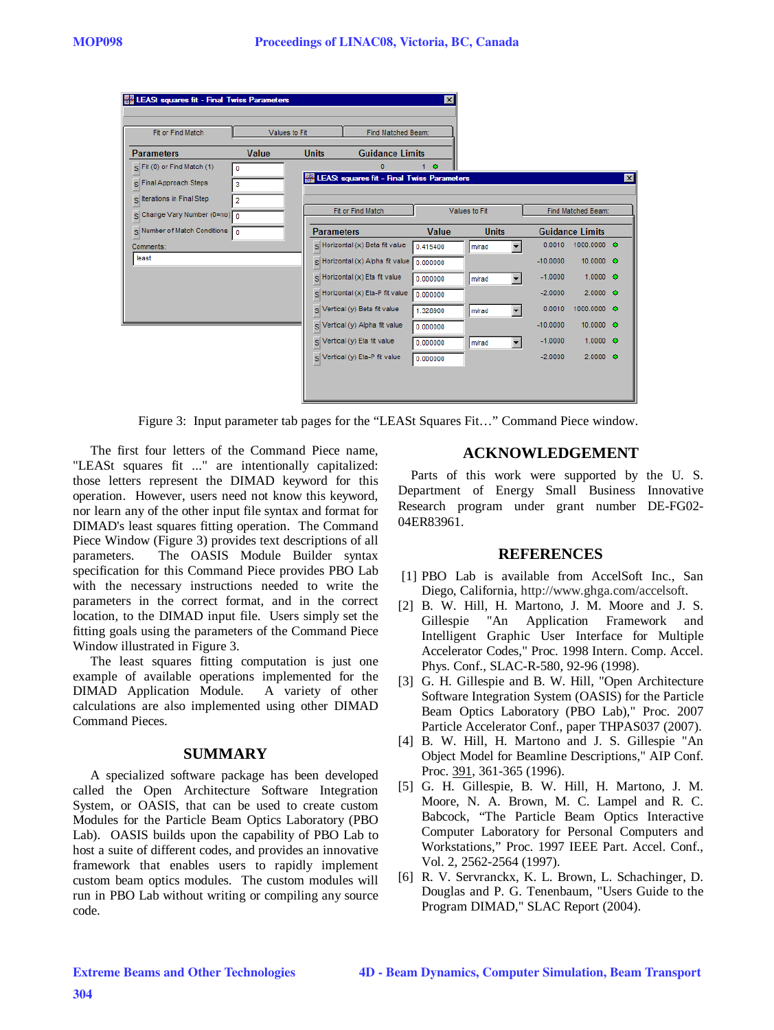Figure 3: Input parameter tab pages for the "LEASt Squares Fit…" Command Piece window.

The first four letters of the Command Piece name, "LEASt squares fit ..." are intentionally capitalized: those letters represent the DIMAD keyword for this operation. However, users need not know this keyword, nor learn any of the other input file syntax and format for DIMAD's least squares fitting operation. The Command Piece Window (Figure 3) provides text descriptions of all parameters. The OASIS Module Builder syntax specification for this Command Piece provides PBO Lab with the necessary instructions needed to write the parameters in the correct format, and in the correct location, to the DIMAD input file. Users simply set the fitting goals using the parameters of the Command Piece Window illustrated in Figure 3.

The least squares fitting computation is just one example of available operations implemented for the DIMAD Application Module. A variety of other calculations are also implemented using other DIMAD Command Pieces.

## SUMMARY

A specialized software package has been developed called the Open Architecture Software Integration System, or OASIS, that can be used to create custom Modules for the Particle Beam Optics Laboratory (PBO Lab). OASIS builds upon the capability of PBO Lab to host a suite of different codes, and provides an innovative framework that enables users to rapidly implement custom beam optics modules. The custom modules will run in PBO Lab without writing or compiling any source code.

## ACKNOWLEDGEMENT

Parts of this work were supported by the U. S. Department of Energy Small Business Innovative Research program under grant number DE-FG02-04ER83961.

## REFERENCES

[1] PBO Lab is available from AccelSoft Inc., San Diego, California, http://www.ghga.com/accelsoft.

[2] B. W. Hill, H. Martono, J. M. Moore and J. S. Gillespie "An Application Framework and Intelligent Graphic User Interface for Multiple Accelerator Codes," Proc. 1998 Intern. Comp. Accel. Phys. Conf., SLAC-R-580, 92-96 (1998).

[3] G. H. Gillespie and B. W. Hill, "Open Architecture Software Integration System (OASIS) for the Particle Beam Optics Laboratory (PBO Lab)," Proc. 2007 Particle Accelerator Conf., paper THPAS037 (2007).

[4] B. W. Hill, H. Martono and J. S. Gillespie "An Object Model for Beamline Descriptions," AIP Conf. Proc. 391, 361-365 (1996).

[5] G. H. Gillespie, B. W. Hill, H. Martono, J. M. Moore, N. A. Brown, M. C. Lampel and R. C. Babcock, "The Particle Beam Optics Interactive Computer Laboratory for Personal Computers and Workstations," Proc. 1997 IEEE Part. Accel. Conf., Vol. 2, 2562-2564 (1997).

[6] R. V. Servranckx, K. L. Brown, L. Schachinger, D. Douglas and P. G. Tenenbaum, "Users Guide to the Program DIMAD," SLAC Report (2004).